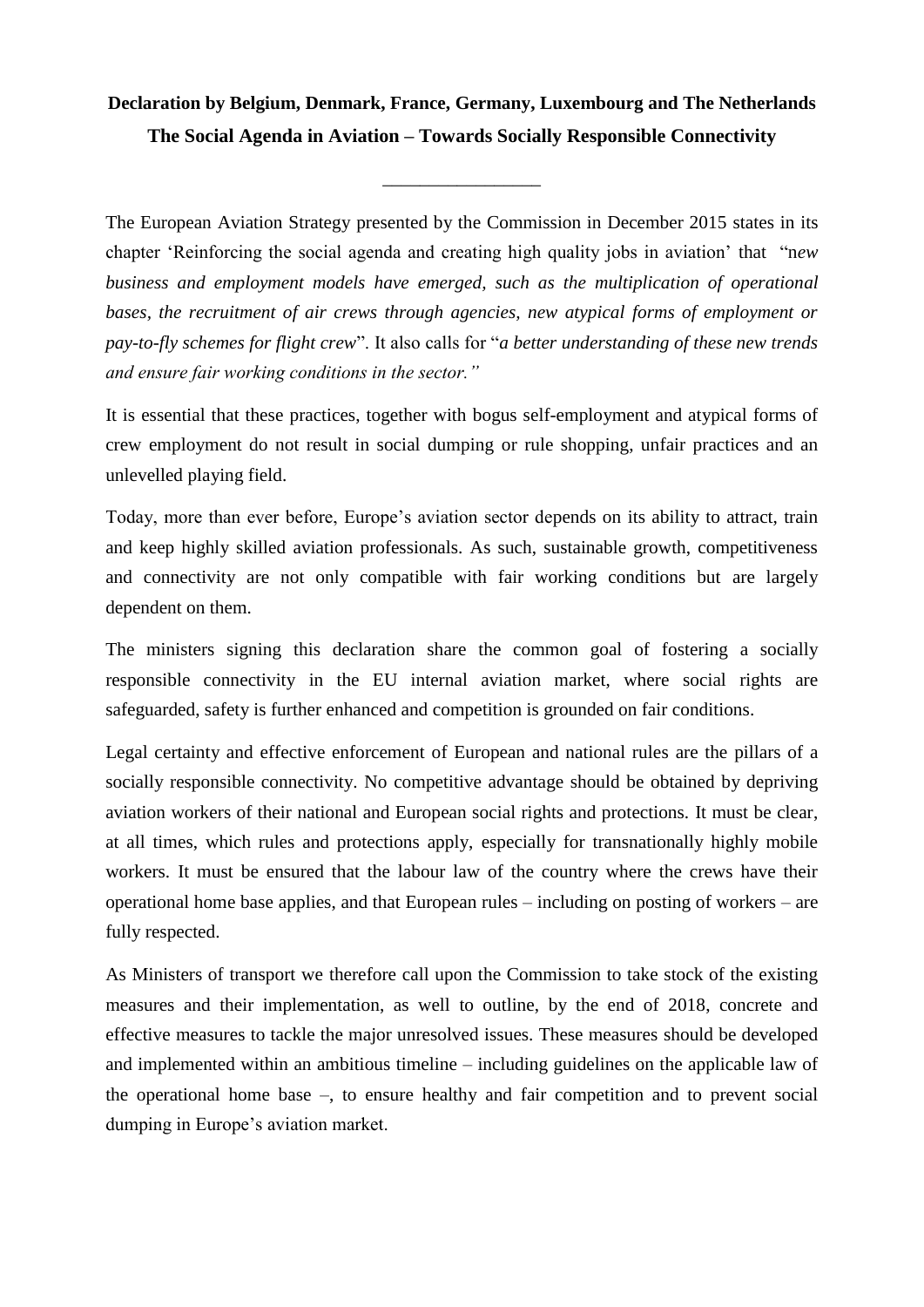**Declaration by Belgium, Denmark, France, Germany, Luxembourg and The Netherlands**
**The Social Agenda in Aviation – Towards Socially Responsible Connectivity**

---

The European Aviation Strategy presented by the Commission in December 2015 states in its chapter 'Reinforcing the social agenda and creating high quality jobs in aviation' that "n*ew business and employment models have emerged, such as the multiplication of operational bases, the recruitment of air crews through agencies, new atypical forms of employment or pay-to-fly schemes for flight crew*". It also calls for "*a better understanding of these new trends and ensure fair working conditions in the sector."*

It is essential that these practices, together with bogus self-employment and atypical forms of crew employment do not result in social dumping or rule shopping, unfair practices and an unlevelled playing field.

Today, more than ever before, Europe's aviation sector depends on its ability to attract, train and keep highly skilled aviation professionals. As such, sustainable growth, competitiveness and connectivity are not only compatible with fair working conditions but are largely dependent on them.

The ministers signing this declaration share the common goal of fostering a socially responsible connectivity in the EU internal aviation market, where social rights are safeguarded, safety is further enhanced and competition is grounded on fair conditions.

Legal certainty and effective enforcement of European and national rules are the pillars of a socially responsible connectivity. No competitive advantage should be obtained by depriving aviation workers of their national and European social rights and protections. It must be clear, at all times, which rules and protections apply, especially for transnationally highly mobile workers. It must be ensured that the labour law of the country where the crews have their operational home base applies, and that European rules – including on posting of workers – are fully respected.

As Ministers of transport we therefore call upon the Commission to take stock of the existing measures and their implementation, as well to outline, by the end of 2018, concrete and effective measures to tackle the major unresolved issues. These measures should be developed and implemented within an ambitious timeline – including guidelines on the applicable law of the operational home base –, to ensure healthy and fair competition and to prevent social dumping in Europe's aviation market.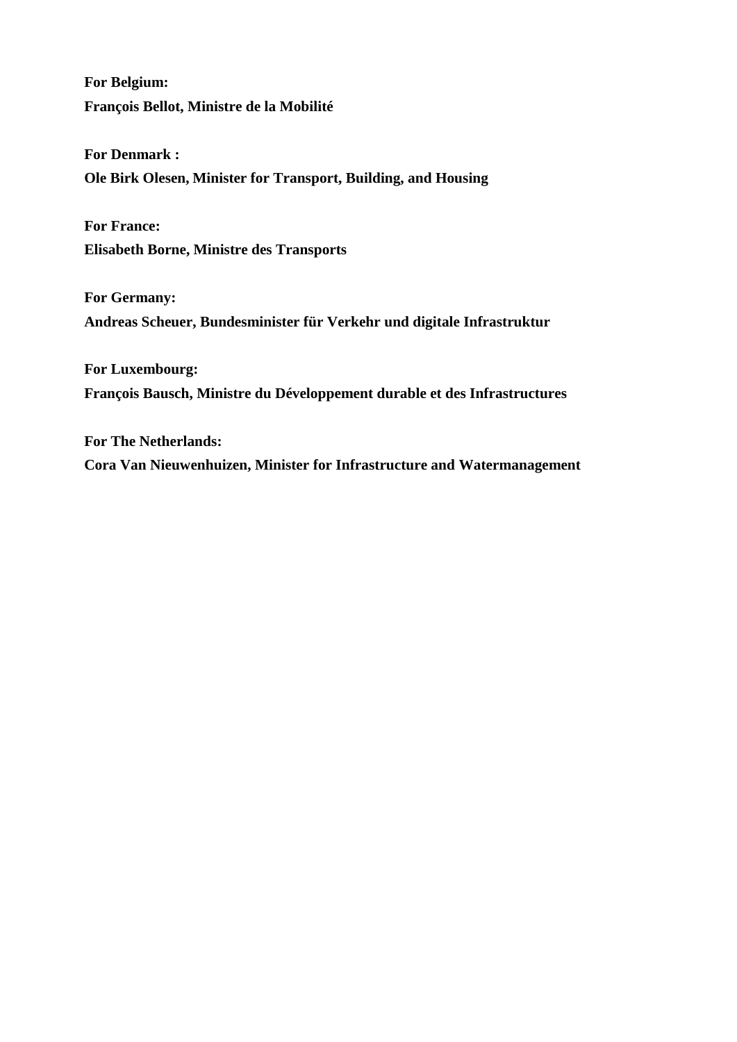**For Belgium:**
**François Bellot, Ministre de la Mobilité**

**For Denmark :**
**Ole Birk Olesen, Minister for Transport, Building, and Housing**

**For France:**
**Elisabeth Borne, Ministre des Transports**

**For Germany:**
**Andreas Scheuer, Bundesminister für Verkehr und digitale Infrastruktur**

**For Luxembourg:**
**François Bausch, Ministre du Développement durable et des Infrastructures**

**For The Netherlands:**
**Cora Van Nieuwenhuizen, Minister for Infrastructure and Watermanagement**